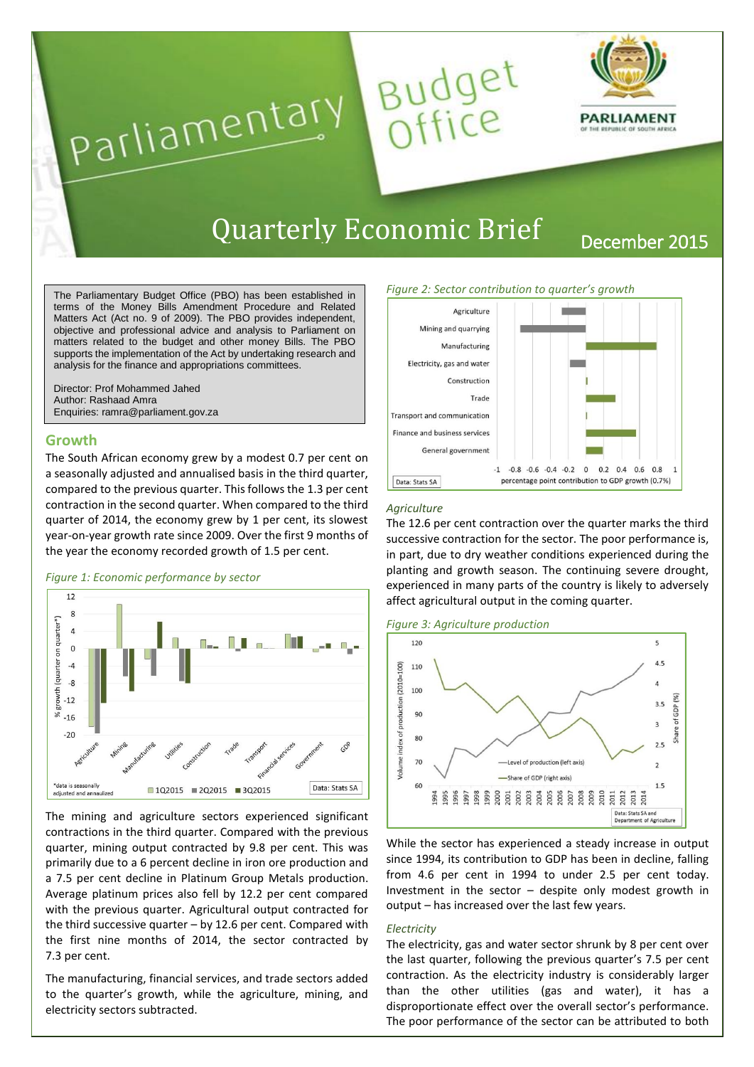# Parliamentary Budget Office

PARLIAMENT
OF THE REPUBLIC OF SOUTH AFRICA

# Quarterly Economic Brief

December 2015

The Parliamentary Budget Office (PBO) has been established in terms of the Money Bills Amendment Procedure and Related Matters Act (Act no. 9 of 2009). The PBO provides independent, objective and professional advice and analysis to Parliament on matters related to the budget and other money Bills. The PBO supports the implementation of the Act by undertaking research and analysis for the finance and appropriations committees.

Director: Prof Mohammed Jahed
Author: Rashaad Amra
Enquiries: ramra@parliament.gov.za

## Growth

The South African economy grew by a modest 0.7 per cent on a seasonally adjusted and annualised basis in the third quarter, compared to the previous quarter. This follows the 1.3 per cent contraction in the second quarter. When compared to the third quarter of 2014, the economy grew by 1 per cent, its slowest year-on-year growth rate since 2009. Over the first 9 months of the year the economy recorded growth of 1.5 per cent.

*Figure 1: Economic performance by sector*

The mining and agriculture sectors experienced significant contractions in the third quarter. Compared with the previous quarter, mining output contracted by 9.8 per cent. This was primarily due to a 6 percent decline in iron ore production and a 7.5 per cent decline in Platinum Group Metals production. Average platinum prices also fell by 12.2 per cent compared with the previous quarter. Agricultural output contracted for the third successive quarter – by 12.6 per cent. Compared with the first nine months of 2014, the sector contracted by 7.3 per cent.

The manufacturing, financial services, and trade sectors added to the quarter's growth, while the agriculture, mining, and electricity sectors subtracted.

*Figure 2: Sector contribution to quarter's growth*

### *Agriculture*

The 12.6 per cent contraction over the quarter marks the third successive contraction for the sector. The poor performance is, in part, due to dry weather conditions experienced during the planting and growth season. The continuing severe drought, experienced in many parts of the country is likely to adversely affect agricultural output in the coming quarter.

*Figure 3: Agriculture production*

While the sector has experienced a steady increase in output since 1994, its contribution to GDP has been in decline, falling from 4.6 per cent in 1994 to under 2.5 per cent today. Investment in the sector – despite only modest growth in output – has increased over the last few years.

### *Electricity*

The electricity, gas and water sector shrunk by 8 per cent over the last quarter, following the previous quarter's 7.5 per cent contraction. As the electricity industry is considerably larger than the other utilities (gas and water), it has a disproportionate effect over the overall sector's performance. The poor performance of the sector can be attributed to both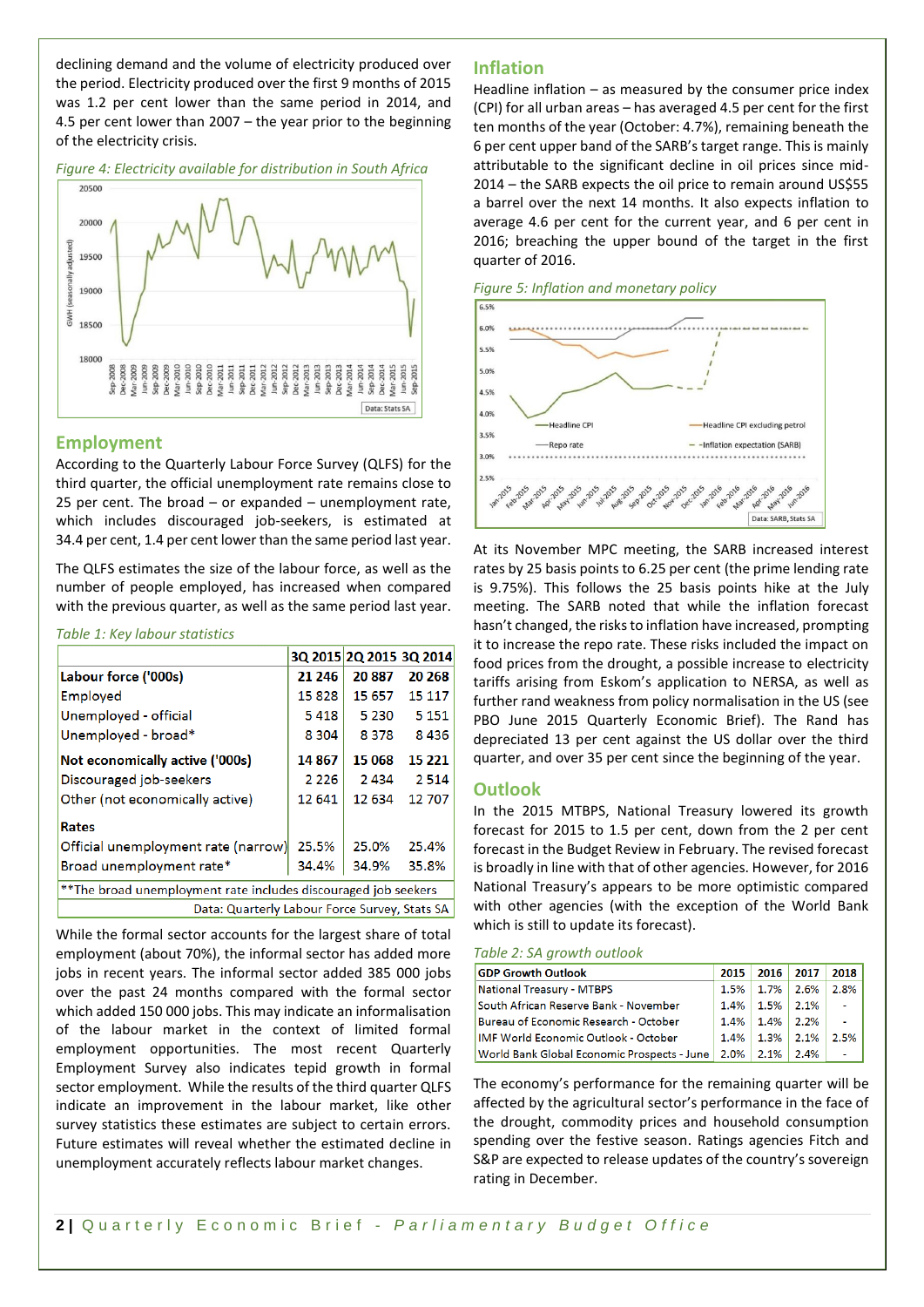declining demand and the volume of electricity produced over the period. Electricity produced over the first 9 months of 2015 was 1.2 per cent lower than the same period in 2014, and 4.5 per cent lower than 2007 – the year prior to the beginning of the electricity crisis.

*Figure 4: Electricity available for distribution in South Africa*

GWh (seasonally adjusted)

20500
20000
19500
19000
18500
18000

Sep-2008 Dec-2008 Mar-2009 Jun-2009 Sep-2009 Dec-2009 Mar-2010 Jun-2010 Sep-2010 Dec-2010 Mar-2011 Jun-2011 Sep-2011 Dec-2011 Mar-2012 Jun-2012 Sep-2012 Dec-2012 Mar-2013 Jun-2013 Sep-2013 Dec-2013 Mar-2014 Jun-2014 Sep-2014 Dec-2014 Mar-2015 Jun-2015 Sep-2015

Data: Stats SA

## Employment

According to the Quarterly Labour Force Survey (QLFS) for the third quarter, the official unemployment rate remains close to 25 per cent. The broad – or expanded – unemployment rate, which includes discouraged job-seekers, is estimated at 34.4 per cent, 1.4 per cent lower than the same period last year.

The QLFS estimates the size of the labour force, as well as the number of people employed, has increased when compared with the previous quarter, as well as the same period last year.

*Table 1: Key labour statistics*

| | 3Q 2015 | 2Q 2015 | 3Q 2014 |
|---|---|---|---|
| **Labour force ('000s)** | **21 246** | **20 887** | **20 268** |
| Employed | 15 828 | 15 657 | 15 117 |
| Unemployed - official | 5 418 | 5 230 | 5 151 |
| Unemployed - broad* | 8 304 | 8 378 | 8 436 |
| **Not economically active ('000s)** | **14 867** | **15 068** | **15 221** |
| Discouraged job-seekers | 2 226 | 2 434 | 2 514 |
| Other (not economically active) | 12 641 | 12 634 | 12 707 |
| **Rates** | | | |
| Official unemployment rate (narrow) | 25.5% | 25.0% | 25.4% |
| Broad unemployment rate* | 34.4% | 34.9% | 35.8% |

**The broad unemployment rate includes discouraged job seekers

Data: Quarterly Labour Force Survey, Stats SA

While the formal sector accounts for the largest share of total employment (about 70%), the informal sector has added more jobs in recent years. The informal sector added 385 000 jobs over the past 24 months compared with the formal sector which added 150 000 jobs. This may indicate an informalisation of the labour market in the context of limited formal employment opportunities. The most recent Quarterly Employment Survey also indicates tepid growth in formal sector employment. While the results of the third quarter QLFS indicate an improvement in the labour market, like other survey statistics these estimates are subject to certain errors. Future estimates will reveal whether the estimated decline in unemployment accurately reflects labour market changes.

## Inflation

Headline inflation – as measured by the consumer price index (CPI) for all urban areas – has averaged 4.5 per cent for the first ten months of the year (October: 4.7%), remaining beneath the 6 per cent upper band of the SARB's target range. This is mainly attributable to the significant decline in oil prices since mid-2014 – the SARB expects the oil price to remain around US$55 a barrel over the next 14 months. It also expects inflation to average 4.6 per cent for the current year, and 6 per cent in 2016; breaching the upper bound of the target in the first quarter of 2016.

*Figure 5: Inflation and monetary policy*

6.5%
6.0%
5.5%
5.0%
4.5%
4.0%
3.5%
3.0%
2.5%

Headline CPI
Repo rate
Headline CPI excluding petrol
Inflation expectation (SARB)

Jan-2015 Feb-2015 Mar-2015 Apr-2015 May-2015 Jun-2015 Jul-2015 Aug-2015 Sep-2015 Oct-2015 Nov-2015 Dec-2015 Jan-2016 Feb-2016 Mar-2016 Apr-2016 May-2016 Jun-2016

Data: SARB, Stats SA

At its November MPC meeting, the SARB increased interest rates by 25 basis points to 6.25 per cent (the prime lending rate is 9.75%). This follows the 25 basis points hike at the July meeting. The SARB noted that while the inflation forecast hasn't changed, the risks to inflation have increased, prompting it to increase the repo rate. These risks included the impact on food prices from the drought, a possible increase to electricity tariffs arising from Eskom's application to NERSA, as well as further rand weakness from policy normalisation in the US (see PBO June 2015 Quarterly Economic Brief). The Rand has depreciated 13 per cent against the US dollar over the third quarter, and over 35 per cent since the beginning of the year.

## Outlook

In the 2015 MTBPS, National Treasury lowered its growth forecast for 2015 to 1.5 per cent, down from the 2 per cent forecast in the Budget Review in February. The revised forecast is broadly in line with that of other agencies. However, for 2016 National Treasury's appears to be more optimistic compared with other agencies (with the exception of the World Bank which is still to update its forecast).

*Table 2: SA growth outlook*

| GDP Growth Outlook | 2015 | 2016 | 2017 | 2018 |
|---|---|---|---|---|
| National Treasury - MTBPS | 1.5% | 1.7% | 2.6% | 2.8% |
| South African Reserve Bank - November | 1.4% | 1.5% | 2.1% | - |
| Bureau of Economic Research - October | 1.4% | 1.4% | 2.2% | - |
| IMF World Economic Outlook - October | 1.4% | 1.3% | 2.1% | 2.5% |
| World Bank Global Economic Prospects - June | 2.0% | 2.1% | 2.4% | - |

The economy's performance for the remaining quarter will be affected by the agricultural sector's performance in the face of the drought, commodity prices and household consumption spending over the festive season. Ratings agencies Fitch and S&P are expected to release updates of the country's sovereign rating in December.